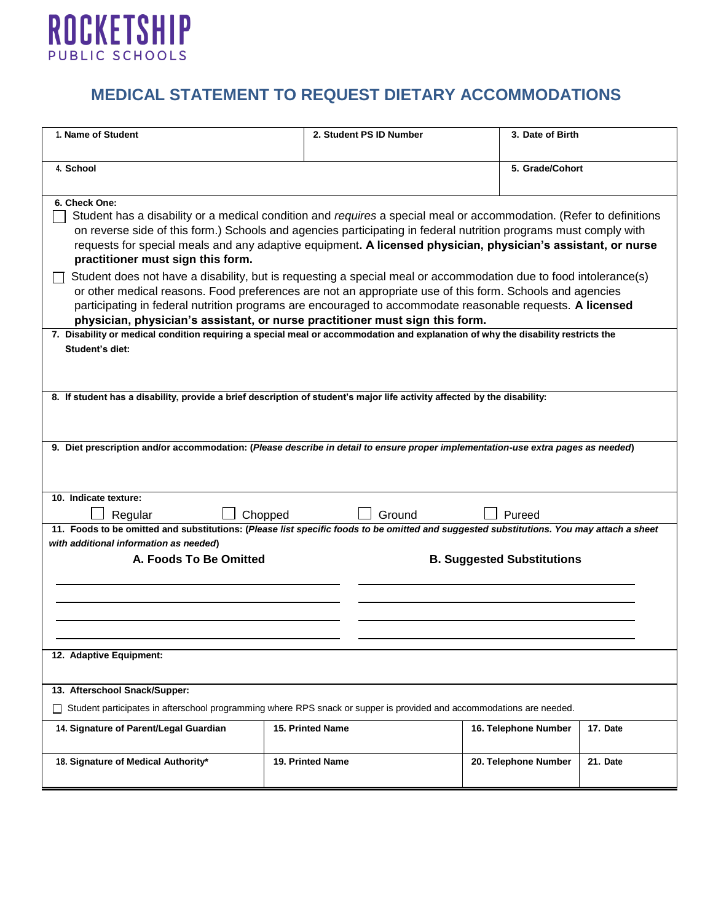**ROCKETSHIP**
PUBLIC SCHOOLS

# MEDICAL STATEMENT TO REQUEST DIETARY ACCOMMODATIONS

| 1. Name of Student | 2. Student PS ID Number | 3. Date of Birth |
|---|---|---|
| | | |

| 4. School | 5. Grade/Cohort |
|---|---|
| | |

**6. Check One:**

- ☐ Student has a disability or a medical condition and *requires* a special meal or accommodation. (Refer to definitions on reverse side of this form.) Schools and agencies participating in federal nutrition programs must comply with requests for special meals and any adaptive equipment**. A licensed physician, physician's assistant, or nurse practitioner must sign this form.**
- ☐ Student does not have a disability, but is requesting a special meal or accommodation due to food intolerance(s) or other medical reasons. Food preferences are not an appropriate use of this form. Schools and agencies participating in federal nutrition programs are encouraged to accommodate reasonable requests. **A licensed physician, physician's assistant, or nurse practitioner must sign this form.**

**7. Disability or medical condition requiring a special meal or accommodation and explanation of why the disability restricts the Student's diet:**

**8. If student has a disability, provide a brief description of student's major life activity affected by the disability:**

**9. Diet prescription and/or accommodation: (*Please describe in detail to ensure proper implementation-use extra pages as needed*)**

**10. Indicate texture:**

☐ Regular ☐ Chopped ☐ Ground ☐ Pureed

**11. Foods to be omitted and substitutions: (*Please list specific foods to be omitted and suggested substitutions. You may attach a sheet with additional information as needed*)**

| A. Foods To Be Omitted | B. Suggested Substitutions |
|---|---|
| | |
| | |
| | |
| | |

**12. Adaptive Equipment:**

**13. Afterschool Snack/Supper:**

☐ Student participates in afterschool programming where RPS snack or supper is provided and accommodations are needed.

| 14. Signature of Parent/Legal Guardian | 15. Printed Name | 16. Telephone Number | 17. Date |
|---|---|---|---|
| | | | |

| 18. Signature of Medical Authority* | 19. Printed Name | 20. Telephone Number | 21. Date |
|---|---|---|---|
| | | | |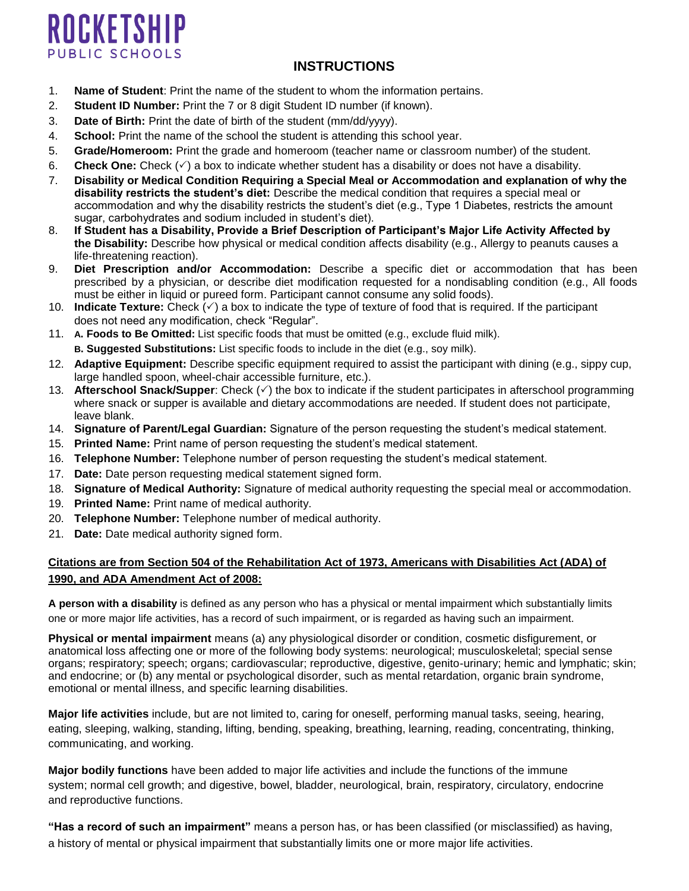ROCKETSHIP PUBLIC SCHOOLS

## INSTRUCTIONS

1. **Name of Student**: Print the name of the student to whom the information pertains.
2. **Student ID Number:** Print the 7 or 8 digit Student ID number (if known).
3. **Date of Birth:** Print the date of birth of the student (mm/dd/yyyy).
4. **School:** Print the name of the school the student is attending this school year.
5. **Grade/Homeroom:** Print the grade and homeroom (teacher name or classroom number) of the student.
6. **Check One:** Check (✓) a box to indicate whether student has a disability or does not have a disability.
7. **Disability or Medical Condition Requiring a Special Meal or Accommodation and explanation of why the disability restricts the student's diet:** Describe the medical condition that requires a special meal or accommodation and why the disability restricts the student's diet (e.g., Type 1 Diabetes, restricts the amount sugar, carbohydrates and sodium included in student's diet).
8. **If Student has a Disability, Provide a Brief Description of Participant's Major Life Activity Affected by the Disability:** Describe how physical or medical condition affects disability (e.g., Allergy to peanuts causes a life-threatening reaction).
9. **Diet Prescription and/or Accommodation:** Describe a specific diet or accommodation that has been prescribed by a physician, or describe diet modification requested for a nondisabling condition (e.g., All foods must be either in liquid or pureed form. Participant cannot consume any solid foods).
10. **Indicate Texture:** Check (✓) a box to indicate the type of texture of food that is required. If the participant does not need any modification, check "Regular".
11. **A. Foods to Be Omitted:** List specific foods that must be omitted (e.g., exclude fluid milk).
    **B. Suggested Substitutions:** List specific foods to include in the diet (e.g., soy milk).
12. **Adaptive Equipment:** Describe specific equipment required to assist the participant with dining (e.g., sippy cup, large handled spoon, wheel-chair accessible furniture, etc.).
13. **Afterschool Snack/Supper**: Check (✓) the box to indicate if the student participates in afterschool programming where snack or supper is available and dietary accommodations are needed. If student does not participate, leave blank.
14. **Signature of Parent/Legal Guardian:** Signature of the person requesting the student's medical statement.
15. **Printed Name:** Print name of person requesting the student's medical statement.
16. **Telephone Number:** Telephone number of person requesting the student's medical statement.
17. **Date:** Date person requesting medical statement signed form.
18. **Signature of Medical Authority:** Signature of medical authority requesting the special meal or accommodation.
19. **Printed Name:** Print name of medical authority.
20. **Telephone Number:** Telephone number of medical authority.
21. **Date:** Date medical authority signed form.

**Citations are from Section 504 of the Rehabilitation Act of 1973, Americans with Disabilities Act (ADA) of 1990, and ADA Amendment Act of 2008:**

**A person with a disability** is defined as any person who has a physical or mental impairment which substantially limits one or more major life activities, has a record of such impairment, or is regarded as having such an impairment.

**Physical or mental impairment** means (a) any physiological disorder or condition, cosmetic disfigurement, or anatomical loss affecting one or more of the following body systems: neurological; musculoskeletal; special sense organs; respiratory; speech; organs; cardiovascular; reproductive, digestive, genito-urinary; hemic and lymphatic; skin; and endocrine; or (b) any mental or psychological disorder, such as mental retardation, organic brain syndrome, emotional or mental illness, and specific learning disabilities.

**Major life activities** include, but are not limited to, caring for oneself, performing manual tasks, seeing, hearing, eating, sleeping, walking, standing, lifting, bending, speaking, breathing, learning, reading, concentrating, thinking, communicating, and working.

**Major bodily functions** have been added to major life activities and include the functions of the immune system; normal cell growth; and digestive, bowel, bladder, neurological, brain, respiratory, circulatory, endocrine and reproductive functions.

**"Has a record of such an impairment"** means a person has, or has been classified (or misclassified) as having, a history of mental or physical impairment that substantially limits one or more major life activities.